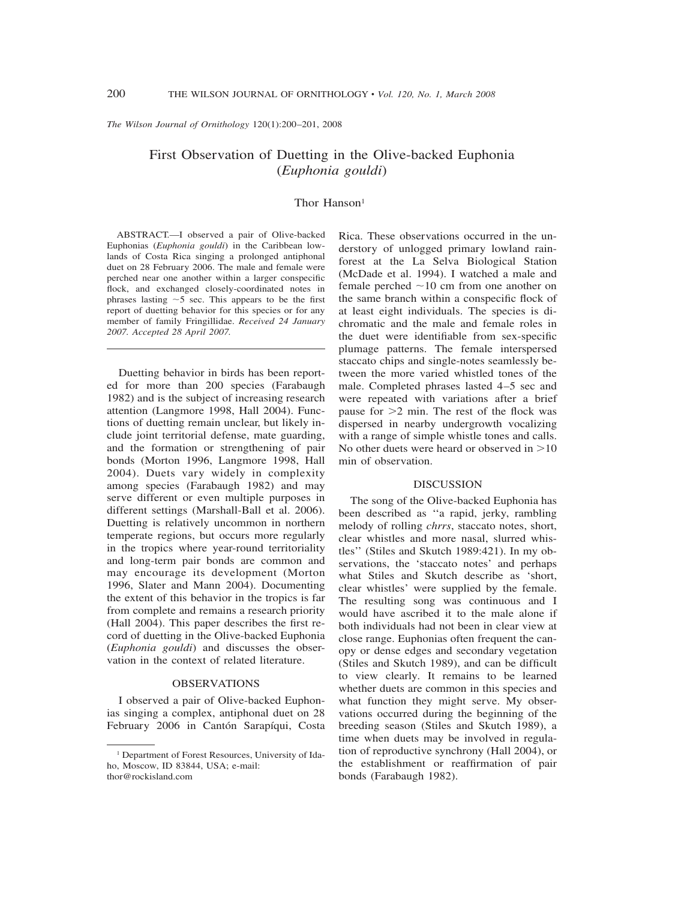*The Wilson Journal of Ornithology* 120(1):200–201, 2008

# First Observation of Duetting in the Olive-backed Euphonia (*Euphonia gouldi*)

Thor Hanson[1]

ABSTRACT.—I observed a pair of Olive-backed Euphonias (*Euphonia gouldi*) in the Caribbean lowlands of Costa Rica singing a prolonged antiphonal duet on 28 February 2006. The male and female were perched near one another within a larger conspecific flock, and exchanged closely-coordinated notes in phrases lasting ~5 sec. This appears to be the first report of duetting behavior for this species or for any member of family Fringillidae. *Received 24 January 2007. Accepted 28 April 2007.*

Duetting behavior in birds has been reported for more than 200 species (Farabaugh 1982) and is the subject of increasing research attention (Langmore 1998, Hall 2004). Functions of duetting remain unclear, but likely include joint territorial defense, mate guarding, and the formation or strengthening of pair bonds (Morton 1996, Langmore 1998, Hall 2004). Duets vary widely in complexity among species (Farabaugh 1982) and may serve different or even multiple purposes in different settings (Marshall-Ball et al. 2006). Duetting is relatively uncommon in northern temperate regions, but occurs more regularly in the tropics where year-round territoriality and long-term pair bonds are common and may encourage its development (Morton 1996, Slater and Mann 2004). Documenting the extent of this behavior in the tropics is far from complete and remains a research priority (Hall 2004). This paper describes the first record of duetting in the Olive-backed Euphonia (*Euphonia gouldi*) and discusses the observation in the context of related literature.

## OBSERVATIONS

I observed a pair of Olive-backed Euphonias singing a complex, antiphonal duet on 28 February 2006 in Cantón Sarapíqui, Costa Rica. These observations occurred in the understory of unlogged primary lowland rainforest at the La Selva Biological Station (McDade et al. 1994). I watched a male and female perched ~10 cm from one another on the same branch within a conspecific flock of at least eight individuals. The species is dichromatic and the male and female roles in the duet were identifiable from sex-specific plumage patterns. The female interspersed staccato chips and single-notes seamlessly between the more varied whistled tones of the male. Completed phrases lasted 4–5 sec and were repeated with variations after a brief pause for >2 min. The rest of the flock was dispersed in nearby undergrowth vocalizing with a range of simple whistle tones and calls. No other duets were heard or observed in >10 min of observation.

## DISCUSSION

The song of the Olive-backed Euphonia has been described as ''a rapid, jerky, rambling melody of rolling *chrrs*, staccato notes, short, clear whistles and more nasal, slurred whistles'' (Stiles and Skutch 1989:421). In my observations, the 'staccato notes' and perhaps what Stiles and Skutch describe as 'short, clear whistles' were supplied by the female. The resulting song was continuous and I would have ascribed it to the male alone if both individuals had not been in clear view at close range. Euphonias often frequent the canopy or dense edges and secondary vegetation (Stiles and Skutch 1989), and can be difficult to view clearly. It remains to be learned whether duets are common in this species and what function they might serve. My observations occurred during the beginning of the breeding season (Stiles and Skutch 1989), a time when duets may be involved in regulation of reproductive synchrony (Hall 2004), or the establishment or reaffirmation of pair bonds (Farabaugh 1982).

[1] Department of Forest Resources, University of Idaho, Moscow, ID 83844, USA; e-mail: thor@rockisland.com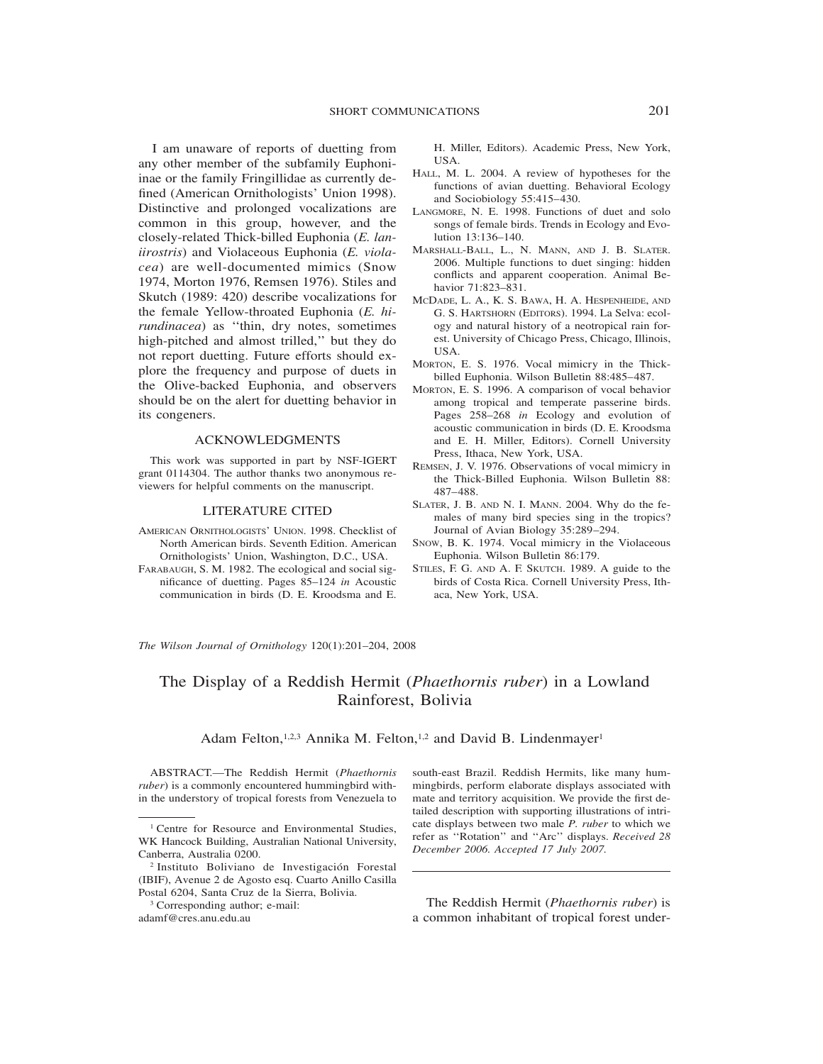I am unaware of reports of duetting from any other member of the subfamily Euphoniinae or the family Fringillidae as currently defined (American Ornithologists' Union 1998). Distinctive and prolonged vocalizations are common in this group, however, and the closely-related Thick-billed Euphonia (*E. laniirostris*) and Violaceous Euphonia (*E. violacea*) are well-documented mimics (Snow 1974, Morton 1976, Remsen 1976). Stiles and Skutch (1989: 420) describe vocalizations for the female Yellow-throated Euphonia (*E. hirundinacea*) as ''thin, dry notes, sometimes high-pitched and almost trilled,'' but they do not report duetting. Future efforts should explore the frequency and purpose of duets in the Olive-backed Euphonia, and observers should be on the alert for duetting behavior in its congeners.

## ACKNOWLEDGMENTS

This work was supported in part by NSF-IGERT grant 0114304. The author thanks two anonymous reviewers for helpful comments on the manuscript.

## LITERATURE CITED

AMERICAN ORNITHOLOGISTS' UNION. 1998. Checklist of North American birds. Seventh Edition. American Ornithologists' Union, Washington, D.C., USA.

FARABAUGH, S. M. 1982. The ecological and social significance of duetting. Pages 85–124 *in* Acoustic communication in birds (D. E. Kroodsma and E. H. Miller, Editors). Academic Press, New York, USA.

HALL, M. L. 2004. A review of hypotheses for the functions of avian duetting. Behavioral Ecology and Sociobiology 55:415–430.

LANGMORE, N. E. 1998. Functions of duet and solo songs of female birds. Trends in Ecology and Evolution 13:136–140.

MARSHALL-BALL, L., N. MANN, AND J. B. SLATER. 2006. Multiple functions to duet singing: hidden conflicts and apparent cooperation. Animal Behavior 71:823–831.

MCDADE, L. A., K. S. BAWA, H. A. HESPENHEIDE, AND G. S. HARTSHORN (EDITORS). 1994. La Selva: ecology and natural history of a neotropical rain forest. University of Chicago Press, Chicago, Illinois, USA.

MORTON, E. S. 1976. Vocal mimicry in the Thick-billed Euphonia. Wilson Bulletin 88:485–487.

MORTON, E. S. 1996. A comparison of vocal behavior among tropical and temperate passerine birds. Pages 258–268 *in* Ecology and evolution of acoustic communication in birds (D. E. Kroodsma and E. H. Miller, Editors). Cornell University Press, Ithaca, New York, USA.

REMSEN, J. V. 1976. Observations of vocal mimicry in the Thick-Billed Euphonia. Wilson Bulletin 88: 487–488.

SLATER, J. B. AND N. I. MANN. 2004. Why do the females of many bird species sing in the tropics? Journal of Avian Biology 35:289–294.

SNOW, B. K. 1974. Vocal mimicry in the Violaceous Euphonia. Wilson Bulletin 86:179.

STILES, F. G. AND A. F. SKUTCH. 1989. A guide to the birds of Costa Rica. Cornell University Press, Ithaca, New York, USA.

---

*The Wilson Journal of Ornithology* 120(1):201–204, 2008

# The Display of a Reddish Hermit (*Phaethornis ruber*) in a Lowland Rainforest, Bolivia

Adam Felton,[1,2,3] Annika M. Felton,[1,2] and David B. Lindenmayer[1]

ABSTRACT.—The Reddish Hermit (*Phaethornis ruber*) is a commonly encountered hummingbird within the understory of tropical forests from Venezuela to south-east Brazil. Reddish Hermits, like many hummingbirds, perform elaborate displays associated with mate and territory acquisition. We provide the first detailed description with supporting illustrations of intricate displays between two male *P. ruber* to which we refer as ''Rotation'' and ''Arc'' displays. *Received 28 December 2006. Accepted 17 July 2007.*

[1] Centre for Resource and Environmental Studies, WK Hancock Building, Australian National University, Canberra, Australia 0200.

[2] Instituto Boliviano de Investigación Forestal (IBIF), Avenue 2 de Agosto esq. Cuarto Anillo Casilla Postal 6204, Santa Cruz de la Sierra, Bolivia.

[3] Corresponding author; e-mail: adamf@cres.anu.edu.au

The Reddish Hermit (*Phaethornis ruber*) is a common inhabitant of tropical forest under-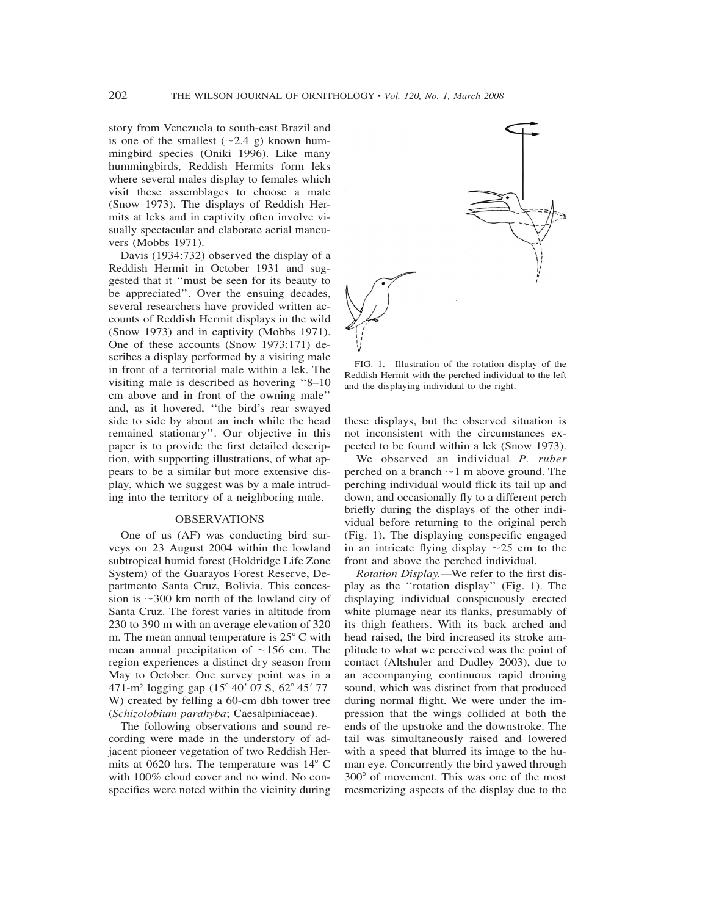story from Venezuela to south-east Brazil and is one of the smallest (~2.4 g) known hummingbird species (Oniki 1996). Like many hummingbirds, Reddish Hermits form leks where several males display to females which visit these assemblages to choose a mate (Snow 1973). The displays of Reddish Hermits at leks and in captivity often involve visually spectacular and elaborate aerial maneuvers (Mobbs 1971).

Davis (1934:732) observed the display of a Reddish Hermit in October 1931 and suggested that it ''must be seen for its beauty to be appreciated''. Over the ensuing decades, several researchers have provided written accounts of Reddish Hermit displays in the wild (Snow 1973) and in captivity (Mobbs 1971). One of these accounts (Snow 1973:171) describes a display performed by a visiting male in front of a territorial male within a lek. The visiting male is described as hovering ''8–10 cm above and in front of the owning male'' and, as it hovered, ''the bird's rear swayed side to side by about an inch while the head remained stationary''. Our objective in this paper is to provide the first detailed description, with supporting illustrations, of what appears to be a similar but more extensive display, which we suggest was by a male intruding into the territory of a neighboring male.

## OBSERVATIONS

One of us (AF) was conducting bird surveys on 23 August 2004 within the lowland subtropical humid forest (Holdridge Life Zone System) of the Guarayos Forest Reserve, Departmento Santa Cruz, Bolivia. This concession is ~300 km north of the lowland city of Santa Cruz. The forest varies in altitude from 230 to 390 m with an average elevation of 320 m. The mean annual temperature is 25° C with mean annual precipitation of ~156 cm. The region experiences a distinct dry season from May to October. One survey point was in a 471-m$^2$ logging gap (15° 40′ 07 S, 62° 45′ 77 W) created by felling a 60-cm dbh tower tree (*Schizolobium parahyba*; Caesalpiniaceae).

The following observations and sound recording were made in the understory of adjacent pioneer vegetation of two Reddish Hermits at 0620 hrs. The temperature was 14° C with 100% cloud cover and no wind. No conspecifics were noted within the vicinity during these displays, but the observed situation is not inconsistent with the circumstances expected to be found within a lek (Snow 1973).

FIG. 1. Illustration of the rotation display of the Reddish Hermit with the perched individual to the left and the displaying individual to the right.

We observed an individual *P. ruber* perched on a branch ~1 m above ground. The perching individual would flick its tail up and down, and occasionally fly to a different perch briefly during the displays of the other individual before returning to the original perch (Fig. 1). The displaying conspecific engaged in an intricate flying display ~25 cm to the front and above the perched individual.

*Rotation Display.*—We refer to the first display as the ''rotation display'' (Fig. 1). The displaying individual conspicuously erected white plumage near its flanks, presumably of its thigh feathers. With its back arched and head raised, the bird increased its stroke amplitude to what we perceived was the point of contact (Altshuler and Dudley 2003), due to an accompanying continuous rapid droning sound, which was distinct from that produced during normal flight. We were under the impression that the wings collided at both the ends of the upstroke and the downstroke. The tail was simultaneously raised and lowered with a speed that blurred its image to the human eye. Concurrently the bird yawed through 300° of movement. This was one of the most mesmerizing aspects of the display due to the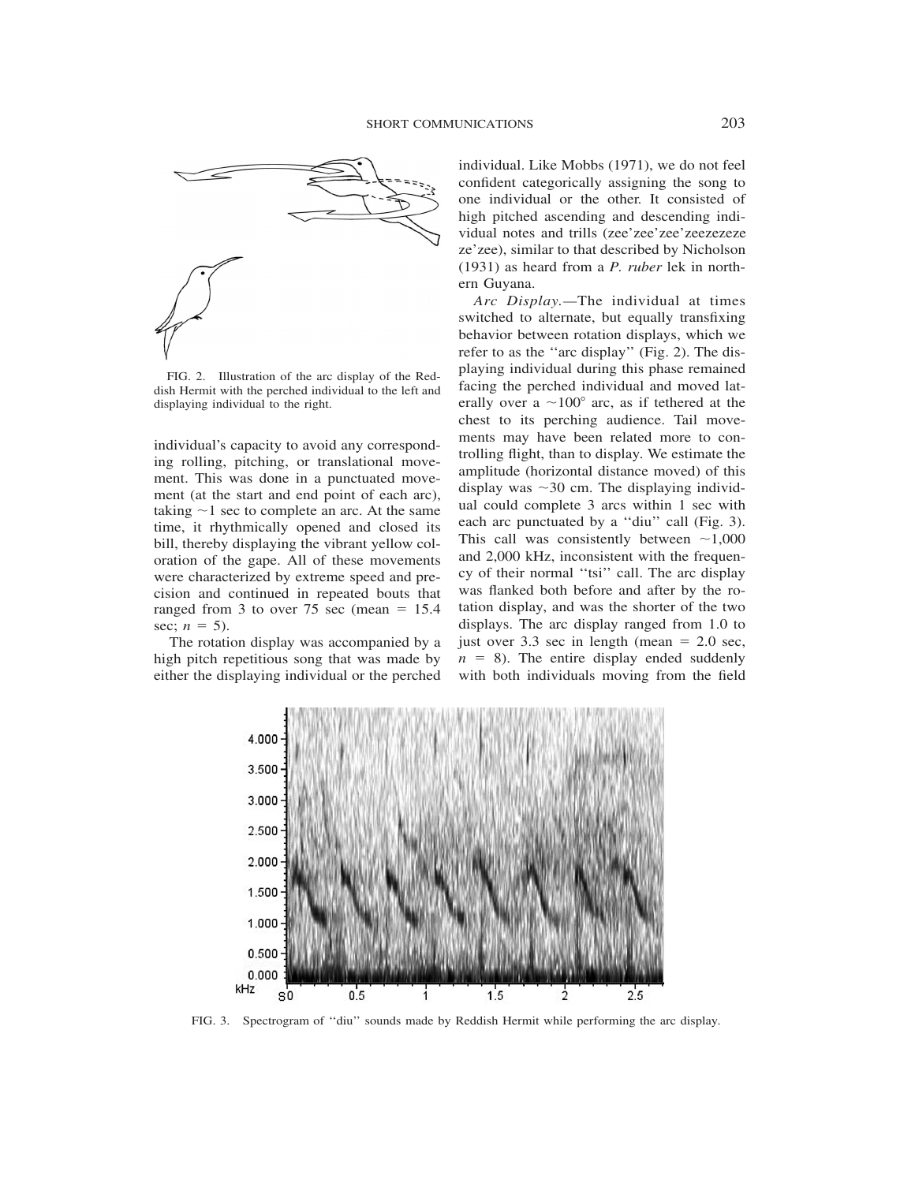FIG. 2. Illustration of the arc display of the Reddish Hermit with the perched individual to the left and displaying individual to the right.

individual's capacity to avoid any corresponding rolling, pitching, or translational movement. This was done in a punctuated movement (at the start and end point of each arc), taking ~1 sec to complete an arc. At the same time, it rhythmically opened and closed its bill, thereby displaying the vibrant yellow coloration of the gape. All of these movements were characterized by extreme speed and precision and continued in repeated bouts that ranged from 3 to over 75 sec (mean = 15.4 sec; $n$ = 5).

The rotation display was accompanied by a high pitch repetitious song that was made by either the displaying individual or the perched individual. Like Mobbs (1971), we do not feel confident categorically assigning the song to one individual or the other. It consisted of high pitched ascending and descending individual notes and trills (zee'zee'zee'zeezeze ze'zee), similar to that described by Nicholson (1931) as heard from a *P. ruber* lek in northern Guyana.

*Arc Display.*—The individual at times switched to alternate, but equally transfixing behavior between rotation displays, which we refer to as the "arc display" (Fig. 2). The displaying individual during this phase remained facing the perched individual and moved laterally over a ~100° arc, as if tethered at the chest to its perching audience. Tail movements may have been related more to controlling flight, than to display. We estimate the amplitude (horizontal distance moved) of this display was ~30 cm. The displaying individual could complete 3 arcs within 1 sec with each arc punctuated by a "diu" call (Fig. 3). This call was consistently between ~1,000 and 2,000 kHz, inconsistent with the frequency of their normal "tsi" call. The arc display was flanked both before and after by the rotation display, and was the shorter of the two displays. The arc display ranged from 1.0 to just over 3.3 sec in length (mean = 2.0 sec, $n$ = 8). The entire display ended suddenly with both individuals moving from the field

FIG. 3. Spectrogram of "diu" sounds made by Reddish Hermit while performing the arc display.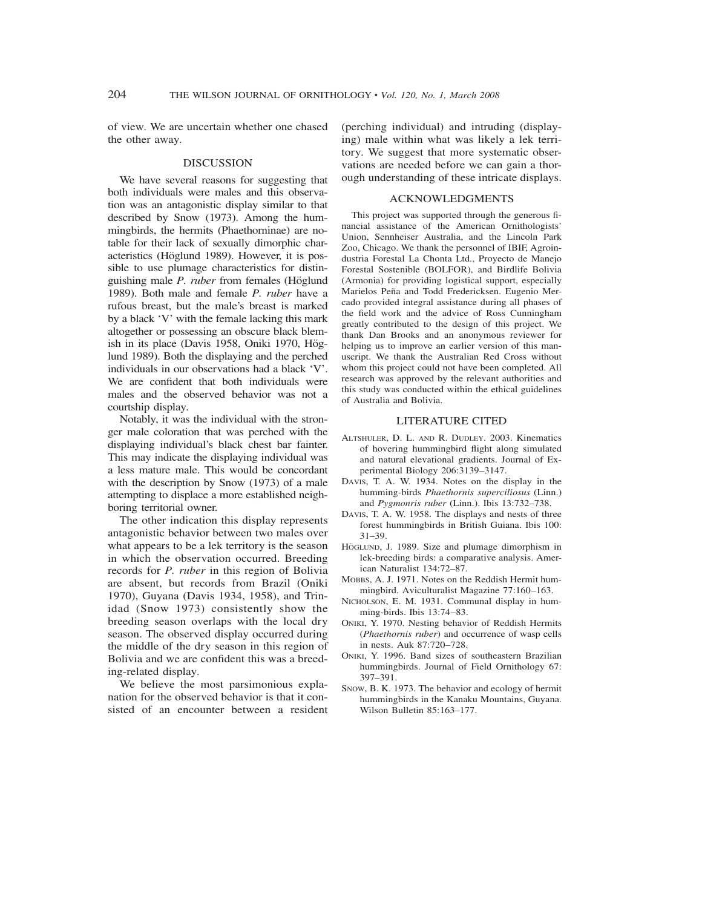of view. We are uncertain whether one chased the other away.

## DISCUSSION

We have several reasons for suggesting that both individuals were males and this observation was an antagonistic display similar to that described by Snow (1973). Among the hummingbirds, the hermits (Phaethorninae) are notable for their lack of sexually dimorphic characteristics (Höglund 1989). However, it is possible to use plumage characteristics for distinguishing male *P. ruber* from females (Höglund 1989). Both male and female *P. ruber* have a rufous breast, but the male's breast is marked by a black 'V' with the female lacking this mark altogether or possessing an obscure black blemish in its place (Davis 1958, Oniki 1970, Höglund 1989). Both the displaying and the perched individuals in our observations had a black 'V'. We are confident that both individuals were males and the observed behavior was not a courtship display.

Notably, it was the individual with the stronger male coloration that was perched with the displaying individual's black chest bar fainter. This may indicate the displaying individual was a less mature male. This would be concordant with the description by Snow (1973) of a male attempting to displace a more established neighboring territorial owner.

The other indication this display represents antagonistic behavior between two males over what appears to be a lek territory is the season in which the observation occurred. Breeding records for *P. ruber* in this region of Bolivia are absent, but records from Brazil (Oniki 1970), Guyana (Davis 1934, 1958), and Trinidad (Snow 1973) consistently show the breeding season overlaps with the local dry season. The observed display occurred during the middle of the dry season in this region of Bolivia and we are confident this was a breeding-related display.

We believe the most parsimonious explanation for the observed behavior is that it consisted of an encounter between a resident (perching individual) and intruding (displaying) male within what was likely a lek territory. We suggest that more systematic observations are needed before we can gain a thorough understanding of these intricate displays.

## ACKNOWLEDGMENTS

This project was supported through the generous financial assistance of the American Ornithologists' Union, Sennheiser Australia, and the Lincoln Park Zoo, Chicago. We thank the personnel of IBIF, Agroindustria Forestal La Chonta Ltd., Proyecto de Manejo Forestal Sostenible (BOLFOR), and Birdlife Bolivia (Armonia) for providing logistical support, especially Marielos Peña and Todd Fredericksen. Eugenio Mercado provided integral assistance during all phases of the field work and the advice of Ross Cunningham greatly contributed to the design of this project. We thank Dan Brooks and an anonymous reviewer for helping us to improve an earlier version of this manuscript. We thank the Australian Red Cross without whom this project could not have been completed. All research was approved by the relevant authorities and this study was conducted within the ethical guidelines of Australia and Bolivia.

## LITERATURE CITED

Altshuler, D. L. and R. Dudley. 2003. Kinematics of hovering hummingbird flight along simulated and natural elevational gradients. Journal of Experimental Biology 206:3139–3147.

Davis, T. A. W. 1934. Notes on the display in the humming-birds *Phaethornis superciliosus* (Linn.) and *Pygmonris ruber* (Linn.). Ibis 13:732–738.

Davis, T. A. W. 1958. The displays and nests of three forest hummingbirds in British Guiana. Ibis 100: 31–39.

Höglund, J. 1989. Size and plumage dimorphism in lek-breeding birds: a comparative analysis. American Naturalist 134:72–87.

Mobbs, A. J. 1971. Notes on the Reddish Hermit hummingbird. Aviculturalist Magazine 77:160–163.

Nicholson, E. M. 1931. Communal display in humming-birds. Ibis 13:74–83.

Oniki, Y. 1970. Nesting behavior of Reddish Hermits (*Phaethornis ruber*) and occurrence of wasp cells in nests. Auk 87:720–728.

Oniki, Y. 1996. Band sizes of southeastern Brazilian hummingbirds. Journal of Field Ornithology 67: 397–391.

Snow, B. K. 1973. The behavior and ecology of hermit hummingbirds in the Kanaku Mountains, Guyana. Wilson Bulletin 85:163–177.